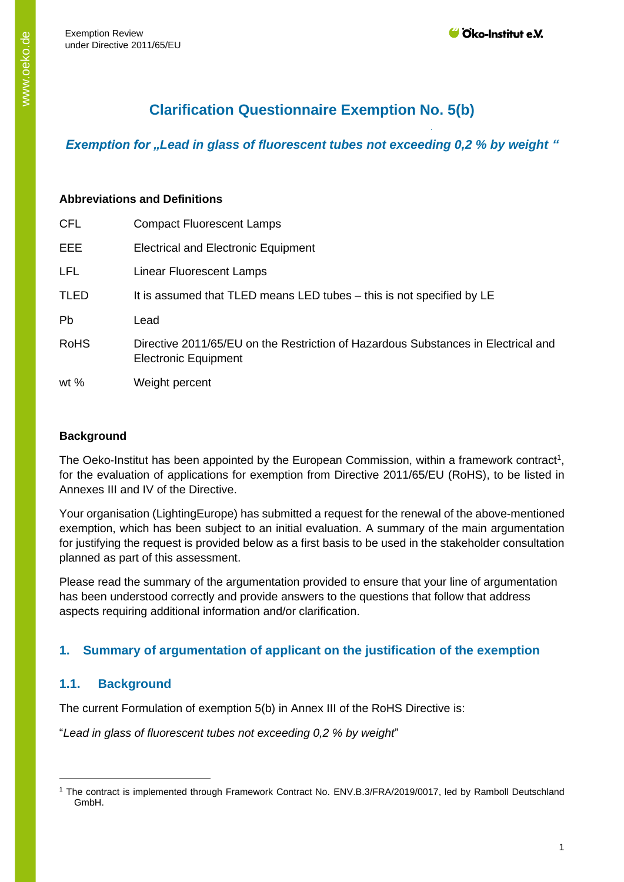# Clarification Questionnaire Exemption No. 5(b)

***Exemption for „Lead in glass of fluorescent tubes not exceeding 0,2 % by weight "***

**Abbreviations and Definitions**

| | |
|---|---|
| CFL | Compact Fluorescent Lamps |
| EEE | Electrical and Electronic Equipment |
| LFL | Linear Fluorescent Lamps |
| TLED | It is assumed that TLED means LED tubes – this is not specified by LE |
| Pb | Lead |
| RoHS | Directive 2011/65/EU on the Restriction of Hazardous Substances in Electrical and Electronic Equipment |
| wt % | Weight percent |

**Background**

The Oeko-Institut has been appointed by the European Commission, within a framework contract[1], for the evaluation of applications for exemption from Directive 2011/65/EU (RoHS), to be listed in Annexes III and IV of the Directive.

Your organisation (LightingEurope) has submitted a request for the renewal of the above-mentioned exemption, which has been subject to an initial evaluation. A summary of the main argumentation for justifying the request is provided below as a first basis to be used in the stakeholder consultation planned as part of this assessment.

Please read the summary of the argumentation provided to ensure that your line of argumentation has been understood correctly and provide answers to the questions that follow that address aspects requiring additional information and/or clarification.

## 1. Summary of argumentation of applicant on the justification of the exemption

### 1.1. Background

The current Formulation of exemption 5(b) in Annex III of the RoHS Directive is:

"*Lead in glass of fluorescent tubes not exceeding 0,2 % by weight*"

[1] The contract is implemented through Framework Contract No. ENV.B.3/FRA/2019/0017, led by Ramboll Deutschland GmbH.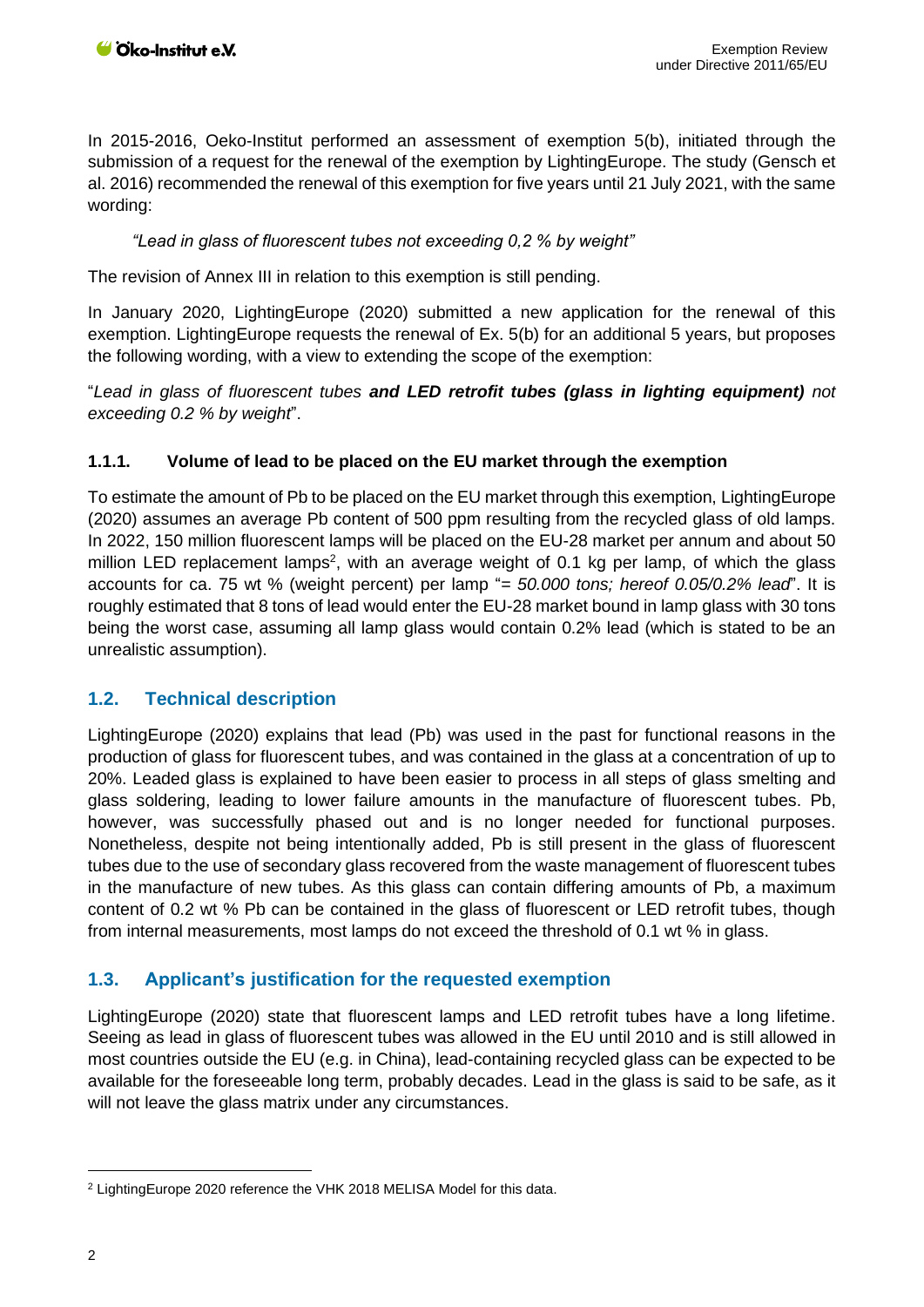In 2015-2016, Oeko-Institut performed an assessment of exemption 5(b), initiated through the submission of a request for the renewal of the exemption by LightingEurope. The study (Gensch et al. 2016) recommended the renewal of this exemption for five years until 21 July 2021, with the same wording:

> *"Lead in glass of fluorescent tubes not exceeding 0,2 % by weight"*

The revision of Annex III in relation to this exemption is still pending.

In January 2020, LightingEurope (2020) submitted a new application for the renewal of this exemption. LightingEurope requests the renewal of Ex. 5(b) for an additional 5 years, but proposes the following wording, with a view to extending the scope of the exemption:

"*Lead in glass of fluorescent tubes **and LED retrofit tubes (glass in lighting equipment)** not exceeding 0.2 % by weight*".

### 1.1.1. Volume of lead to be placed on the EU market through the exemption

To estimate the amount of Pb to be placed on the EU market through this exemption, LightingEurope (2020) assumes an average Pb content of 500 ppm resulting from the recycled glass of old lamps. In 2022, 150 million fluorescent lamps will be placed on the EU-28 market per annum and about 50 million LED replacement lamps[2], with an average weight of 0.1 kg per lamp, of which the glass accounts for ca. 75 wt % (weight percent) per lamp "= *50.000 tons; hereof 0.05/0.2% lead*". It is roughly estimated that 8 tons of lead would enter the EU-28 market bound in lamp glass with 30 tons being the worst case, assuming all lamp glass would contain 0.2% lead (which is stated to be an unrealistic assumption).

## 1.2. Technical description

LightingEurope (2020) explains that lead (Pb) was used in the past for functional reasons in the production of glass for fluorescent tubes, and was contained in the glass at a concentration of up to 20%. Leaded glass is explained to have been easier to process in all steps of glass smelting and glass soldering, leading to lower failure amounts in the manufacture of fluorescent tubes. Pb, however, was successfully phased out and is no longer needed for functional purposes. Nonetheless, despite not being intentionally added, Pb is still present in the glass of fluorescent tubes due to the use of secondary glass recovered from the waste management of fluorescent tubes in the manufacture of new tubes. As this glass can contain differing amounts of Pb, a maximum content of 0.2 wt % Pb can be contained in the glass of fluorescent or LED retrofit tubes, though from internal measurements, most lamps do not exceed the threshold of 0.1 wt % in glass.

## 1.3. Applicant's justification for the requested exemption

LightingEurope (2020) state that fluorescent lamps and LED retrofit tubes have a long lifetime. Seeing as lead in glass of fluorescent tubes was allowed in the EU until 2010 and is still allowed in most countries outside the EU (e.g. in China), lead-containing recycled glass can be expected to be available for the foreseeable long term, probably decades. Lead in the glass is said to be safe, as it will not leave the glass matrix under any circumstances.

---

[2] LightingEurope 2020 reference the VHK 2018 MELISA Model for this data.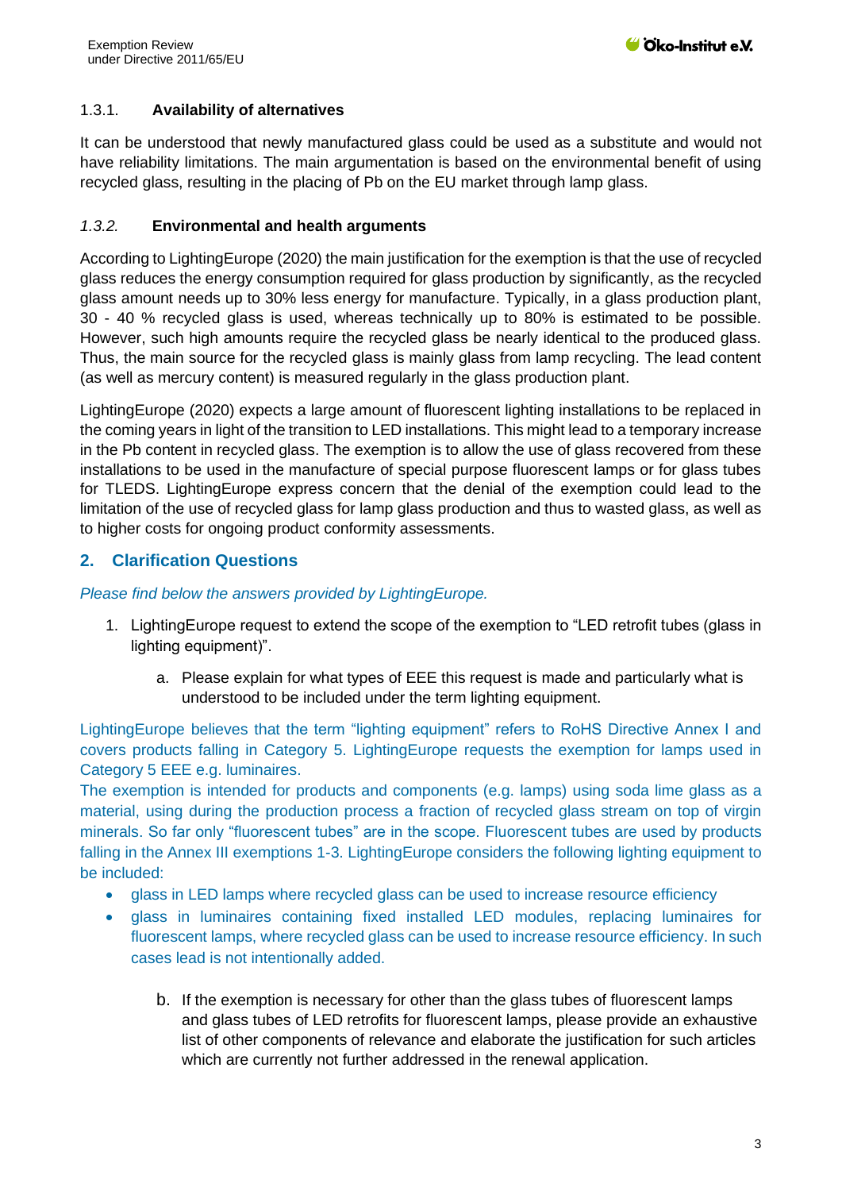### 1.3.1. Availability of alternatives

It can be understood that newly manufactured glass could be used as a substitute and would not have reliability limitations. The main argumentation is based on the environmental benefit of using recycled glass, resulting in the placing of Pb on the EU market through lamp glass.

### *1.3.2.* Environmental and health arguments

According to LightingEurope (2020) the main justification for the exemption is that the use of recycled glass reduces the energy consumption required for glass production by significantly, as the recycled glass amount needs up to 30% less energy for manufacture. Typically, in a glass production plant, 30 - 40 % recycled glass is used, whereas technically up to 80% is estimated to be possible. However, such high amounts require the recycled glass be nearly identical to the produced glass. Thus, the main source for the recycled glass is mainly glass from lamp recycling. The lead content (as well as mercury content) is measured regularly in the glass production plant.

LightingEurope (2020) expects a large amount of fluorescent lighting installations to be replaced in the coming years in light of the transition to LED installations. This might lead to a temporary increase in the Pb content in recycled glass. The exemption is to allow the use of glass recovered from these installations to be used in the manufacture of special purpose fluorescent lamps or for glass tubes for TLEDS. LightingEurope express concern that the denial of the exemption could lead to the limitation of the use of recycled glass for lamp glass production and thus to wasted glass, as well as to higher costs for ongoing product conformity assessments.

## 2. Clarification Questions

*Please find below the answers provided by LightingEurope.*

1. LightingEurope request to extend the scope of the exemption to "LED retrofit tubes (glass in lighting equipment)".

   a. Please explain for what types of EEE this request is made and particularly what is understood to be included under the term lighting equipment.

LightingEurope believes that the term "lighting equipment" refers to RoHS Directive Annex I and covers products falling in Category 5. LightingEurope requests the exemption for lamps used in Category 5 EEE e.g. luminaires.
The exemption is intended for products and components (e.g. lamps) using soda lime glass as a material, using during the production process a fraction of recycled glass stream on top of virgin minerals. So far only "fluorescent tubes" are in the scope. Fluorescent tubes are used by products falling in the Annex III exemptions 1-3. LightingEurope considers the following lighting equipment to be included:

- glass in LED lamps where recycled glass can be used to increase resource efficiency
- glass in luminaires containing fixed installed LED modules, replacing luminaires for fluorescent lamps, where recycled glass can be used to increase resource efficiency. In such cases lead is not intentionally added.

   b. If the exemption is necessary for other than the glass tubes of fluorescent lamps and glass tubes of LED retrofits for fluorescent lamps, please provide an exhaustive list of other components of relevance and elaborate the justification for such articles which are currently not further addressed in the renewal application.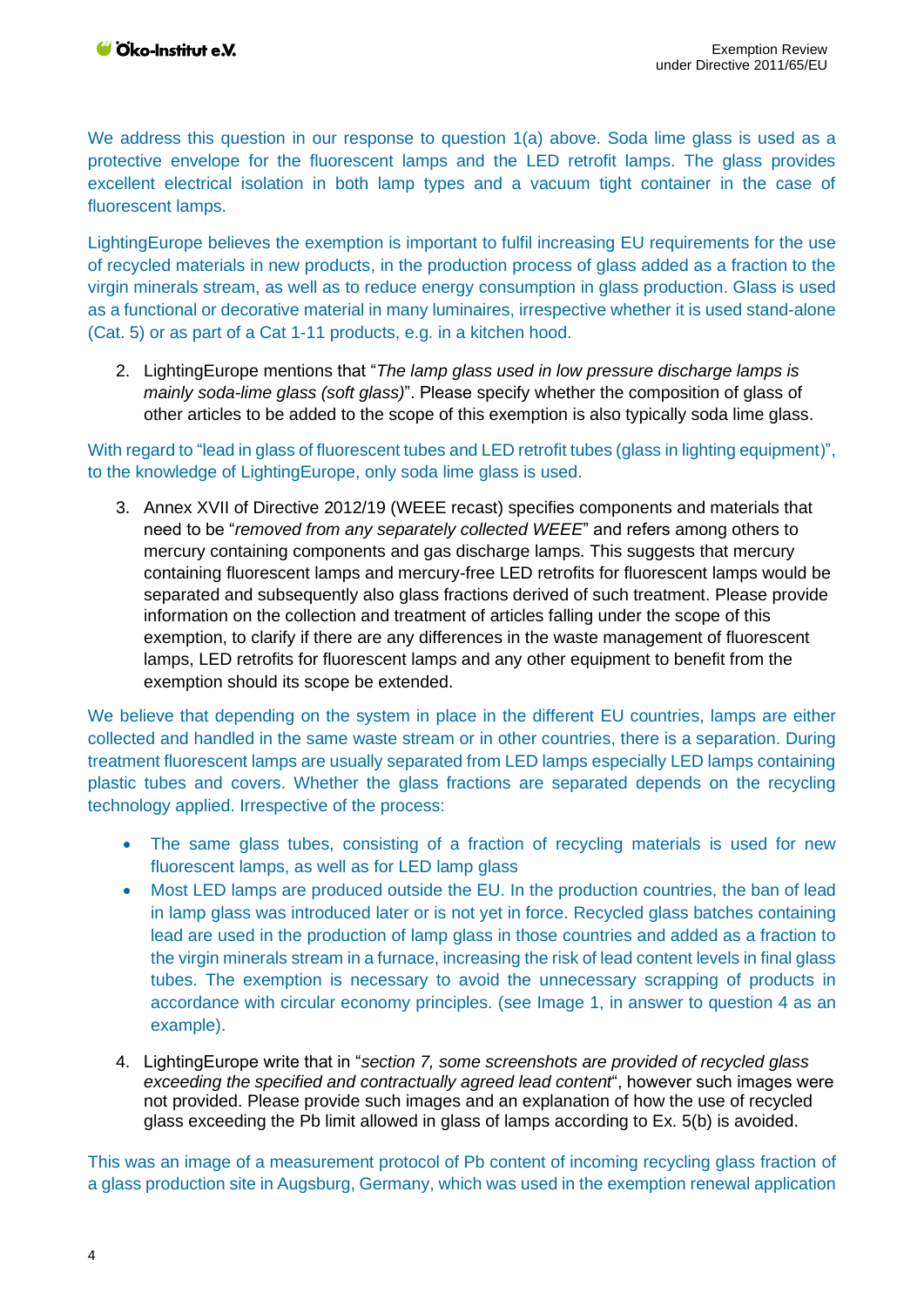We address this question in our response to question 1(a) above. Soda lime glass is used as a protective envelope for the fluorescent lamps and the LED retrofit lamps. The glass provides excellent electrical isolation in both lamp types and a vacuum tight container in the case of fluorescent lamps.

LightingEurope believes the exemption is important to fulfil increasing EU requirements for the use of recycled materials in new products, in the production process of glass added as a fraction to the virgin minerals stream, as well as to reduce energy consumption in glass production. Glass is used as a functional or decorative material in many luminaires, irrespective whether it is used stand-alone (Cat. 5) or as part of a Cat 1-11 products, e.g. in a kitchen hood.

2. LightingEurope mentions that "*The lamp glass used in low pressure discharge lamps is mainly soda-lime glass (soft glass)*". Please specify whether the composition of glass of other articles to be added to the scope of this exemption is also typically soda lime glass.

With regard to "lead in glass of fluorescent tubes and LED retrofit tubes (glass in lighting equipment)", to the knowledge of LightingEurope, only soda lime glass is used.

3. Annex XVII of Directive 2012/19 (WEEE recast) specifies components and materials that need to be "*removed from any separately collected WEEE*" and refers among others to mercury containing components and gas discharge lamps. This suggests that mercury containing fluorescent lamps and mercury-free LED retrofits for fluorescent lamps would be separated and subsequently also glass fractions derived of such treatment. Please provide information on the collection and treatment of articles falling under the scope of this exemption, to clarify if there are any differences in the waste management of fluorescent lamps, LED retrofits for fluorescent lamps and any other equipment to benefit from the exemption should its scope be extended.

We believe that depending on the system in place in the different EU countries, lamps are either collected and handled in the same waste stream or in other countries, there is a separation. During treatment fluorescent lamps are usually separated from LED lamps especially LED lamps containing plastic tubes and covers. Whether the glass fractions are separated depends on the recycling technology applied. Irrespective of the process:

- The same glass tubes, consisting of a fraction of recycling materials is used for new fluorescent lamps, as well as for LED lamp glass
- Most LED lamps are produced outside the EU. In the production countries, the ban of lead in lamp glass was introduced later or is not yet in force. Recycled glass batches containing lead are used in the production of lamp glass in those countries and added as a fraction to the virgin minerals stream in a furnace, increasing the risk of lead content levels in final glass tubes. The exemption is necessary to avoid the unnecessary scrapping of products in accordance with circular economy principles. (see Image 1, in answer to question 4 as an example).

4. LightingEurope write that in "*section 7, some screenshots are provided of recycled glass exceeding the specified and contractually agreed lead content*", however such images were not provided. Please provide such images and an explanation of how the use of recycled glass exceeding the Pb limit allowed in glass of lamps according to Ex. 5(b) is avoided.

This was an image of a measurement protocol of Pb content of incoming recycling glass fraction of a glass production site in Augsburg, Germany, which was used in the exemption renewal application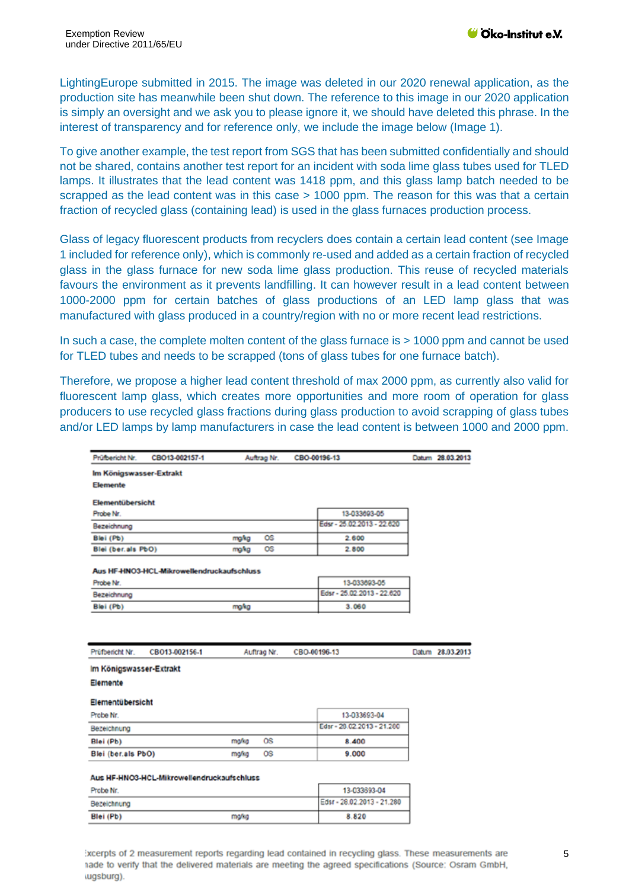LightingEurope submitted in 2015. The image was deleted in our 2020 renewal application, as the production site has meanwhile been shut down. The reference to this image in our 2020 application is simply an oversight and we ask you to please ignore it, we should have deleted this phrase. In the interest of transparency and for reference only, we include the image below (Image 1).

To give another example, the test report from SGS that has been submitted confidentially and should not be shared, contains another test report for an incident with soda lime glass tubes used for TLED lamps. It illustrates that the lead content was 1418 ppm, and this glass lamp batch needed to be scrapped as the lead content was in this case > 1000 ppm. The reason for this was that a certain fraction of recycled glass (containing lead) is used in the glass furnaces production process.

Glass of legacy fluorescent products from recyclers does contain a certain lead content (see Image 1 included for reference only), which is commonly re-used and added as a certain fraction of recycled glass in the glass furnace for new soda lime glass production. This reuse of recycled materials favours the environment as it prevents landfilling. It can however result in a lead content between 1000-2000 ppm for certain batches of glass productions of an LED lamp glass that was manufactured with glass produced in a country/region with no or more recent lead restrictions.

In such a case, the complete molten content of the glass furnace is > 1000 ppm and cannot be used for TLED tubes and needs to be scrapped (tons of glass tubes for one furnace batch).

Therefore, we propose a higher lead content threshold of max 2000 ppm, as currently also valid for fluorescent lamp glass, which creates more opportunities and more room of operation for glass producers to use recycled glass fractions during glass production to avoid scrapping of glass tubes and/or LED lamps by lamp manufacturers in case the lead content is between 1000 and 2000 ppm.

Prüfbericht Nr. CBO13-002157-1 Auftrag Nr. CBO-00196-13 Datum 28.03.2013

**Im Königswasser-Extrakt**

**Elemente**

**Elementübersicht**

| | | | |
|---|---|---|---|
| Probe Nr. | | | 13-033693-05 |
| Bezeichnung | | | Edsr - 25.02.2013 - 22.620 |
| **Blei (Pb)** | mg/kg | OS | 2.600 |
| **Blei (ber. als PbO)** | mg/kg | OS | 2.800 |

**Aus HF-HNO3-HCL-Mikrowellendruckaufschluss**

| | | |
|---|---|---|
| Probe Nr. | | 13-033693-05 |
| Bezeichnung | | Edsr - 25.02.2013 - 22.620 |
| **Blei (Pb)** | mg/kg | 3.060 |

Prüfbericht Nr. CBO13-002156-1 Auftrag Nr. CBO-00196-13 Datum 28.03.2013

**Im Königswasser-Extrakt**

**Elemente**

**Elementübersicht**

| | | | |
|---|---|---|---|
| Probe Nr. | | | 13-033693-04 |
| Bezeichnung | | | Edsr - 28.02.2013 - 21.280 |
| **Blei (Pb)** | mg/kg | OS | 8.400 |
| **Blei (ber. als PbO)** | mg/kg | OS | 9.000 |

**Aus HF-HNO3-HCL-Mikrowellendruckaufschluss**

| | | |
|---|---|---|
| Probe Nr. | | 13-033693-04 |
| Bezeichnung | | Edsr - 28.02.2013 - 21.280 |
| **Blei (Pb)** | mg/kg | 8.820 |

Excerpts of 2 measurement reports regarding lead contained in recycling glass. These measurements are made to verify that the delivered materials are meeting the agreed specifications (Source: Osram GmbH, Augsburg).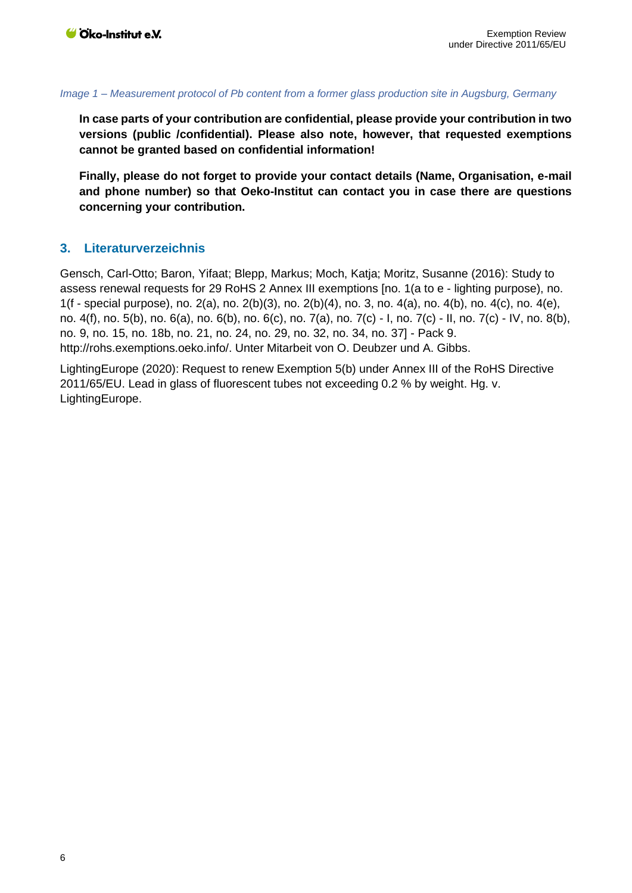*Image 1 – Measurement protocol of Pb content from a former glass production site in Augsburg, Germany*

**In case parts of your contribution are confidential, please provide your contribution in two versions (public /confidential). Please also note, however, that requested exemptions cannot be granted based on confidential information!**

**Finally, please do not forget to provide your contact details (Name, Organisation, e-mail and phone number) so that Oeko-Institut can contact you in case there are questions concerning your contribution.**

## 3. Literaturverzeichnis

Gensch, Carl-Otto; Baron, Yifaat; Blepp, Markus; Moch, Katja; Moritz, Susanne (2016): Study to assess renewal requests for 29 RoHS 2 Annex III exemptions [no. 1(a to e - lighting purpose), no. 1(f - special purpose), no. 2(a), no. 2(b)(3), no. 2(b)(4), no. 3, no. 4(a), no. 4(b), no. 4(c), no. 4(e), no. 4(f), no. 5(b), no. 6(a), no. 6(b), no. 6(c), no. 7(a), no. 7(c) - I, no. 7(c) - II, no. 7(c) - IV, no. 8(b), no. 9, no. 15, no. 18b, no. 21, no. 24, no. 29, no. 32, no. 34, no. 37] - Pack 9. http://rohs.exemptions.oeko.info/. Unter Mitarbeit von O. Deubzer und A. Gibbs.

LightingEurope (2020): Request to renew Exemption 5(b) under Annex III of the RoHS Directive 2011/65/EU. Lead in glass of fluorescent tubes not exceeding 0.2 % by weight. Hg. v. LightingEurope.